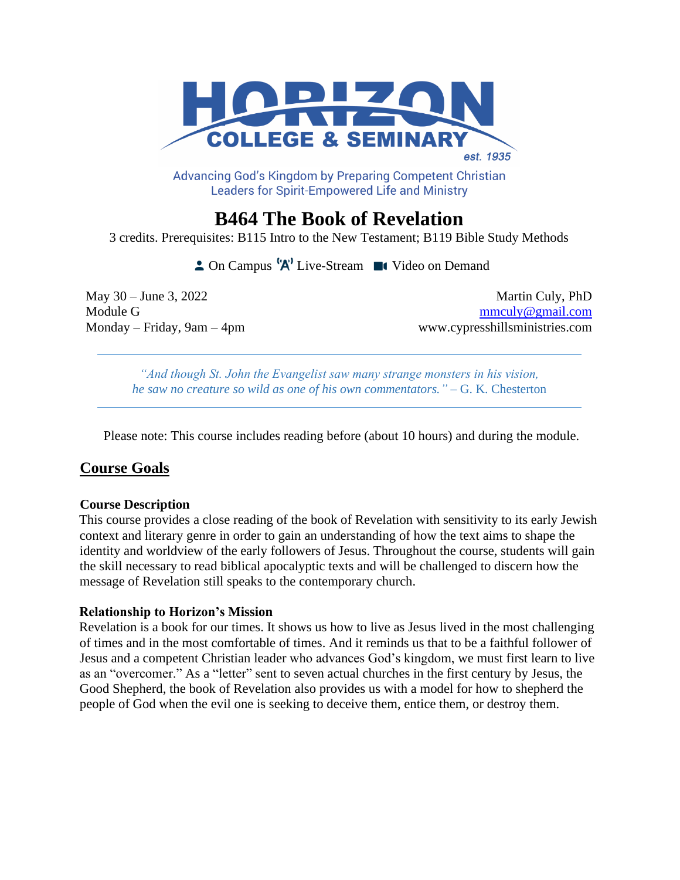HORIZON COLLEGE & SEMINARY

est. 1935

Advancing God's Kingdom by Preparing Competent Christian Leaders for Spirit-Empowered Life and Ministry

# B464 The Book of Revelation

3 credits. Prerequisites: B115 Intro to the New Testament; B119 Bible Study Methods

On Campus Live-Stream Video on Demand

May 30 – June 3, 2022
Module G
Monday – Friday, 9am – 4pm

Martin Culy, PhD
mmculy@gmail.com
www.cypresshillsministries.com

---

*"And though St. John the Evangelist saw many strange monsters in his vision, he saw no creature so wild as one of his own commentators."* – G. K. Chesterton

---

Please note: This course includes reading before (about 10 hours) and during the module.

## Course Goals

### Course Description

This course provides a close reading of the book of Revelation with sensitivity to its early Jewish context and literary genre in order to gain an understanding of how the text aims to shape the identity and worldview of the early followers of Jesus. Throughout the course, students will gain the skill necessary to read biblical apocalyptic texts and will be challenged to discern how the message of Revelation still speaks to the contemporary church.

### Relationship to Horizon's Mission

Revelation is a book for our times. It shows us how to live as Jesus lived in the most challenging of times and in the most comfortable of times. And it reminds us that to be a faithful follower of Jesus and a competent Christian leader who advances God's kingdom, we must first learn to live as an "overcomer." As a "letter" sent to seven actual churches in the first century by Jesus, the Good Shepherd, the book of Revelation also provides us with a model for how to shepherd the people of God when the evil one is seeking to deceive them, entice them, or destroy them.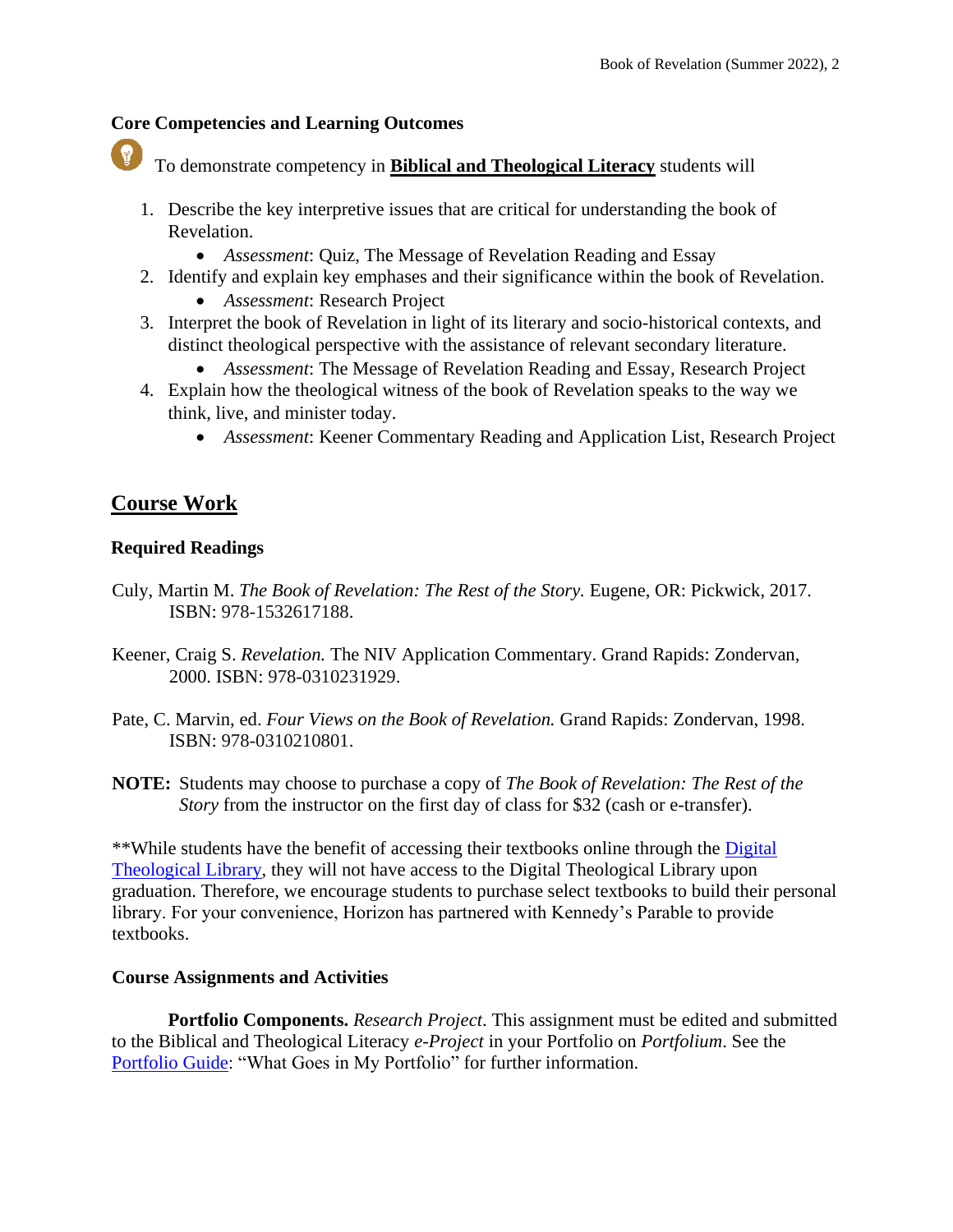### Core Competencies and Learning Outcomes

To demonstrate competency in **Biblical and Theological Literacy** students will

1. Describe the key interpretive issues that are critical for understanding the book of Revelation.
   - *Assessment*: Quiz, The Message of Revelation Reading and Essay
2. Identify and explain key emphases and their significance within the book of Revelation.
   - *Assessment*: Research Project
3. Interpret the book of Revelation in light of its literary and socio-historical contexts, and distinct theological perspective with the assistance of relevant secondary literature.
   - *Assessment*: The Message of Revelation Reading and Essay, Research Project
4. Explain how the theological witness of the book of Revelation speaks to the way we think, live, and minister today.
   - *Assessment*: Keener Commentary Reading and Application List, Research Project

## Course Work

### Required Readings

Culy, Martin M. *The Book of Revelation: The Rest of the Story.* Eugene, OR: Pickwick, 2017. ISBN: 978-1532617188.

Keener, Craig S. *Revelation.* The NIV Application Commentary. Grand Rapids: Zondervan, 2000. ISBN: 978-0310231929.

Pate, C. Marvin, ed. *Four Views on the Book of Revelation.* Grand Rapids: Zondervan, 1998. ISBN: 978-0310210801.

**NOTE:** Students may choose to purchase a copy of *The Book of Revelation: The Rest of the Story* from the instructor on the first day of class for $32 (cash or e-transfer).

**While students have the benefit of accessing their textbooks online through the Digital Theological Library, they will not have access to the Digital Theological Library upon graduation. Therefore, we encourage students to purchase select textbooks to build their personal library. For your convenience, Horizon has partnered with Kennedy's Parable to provide textbooks.

### Course Assignments and Activities

**Portfolio Components.** *Research Project*. This assignment must be edited and submitted to the Biblical and Theological Literacy *e-Project* in your Portfolio on *Portfolium*. See the Portfolio Guide: "What Goes in My Portfolio" for further information.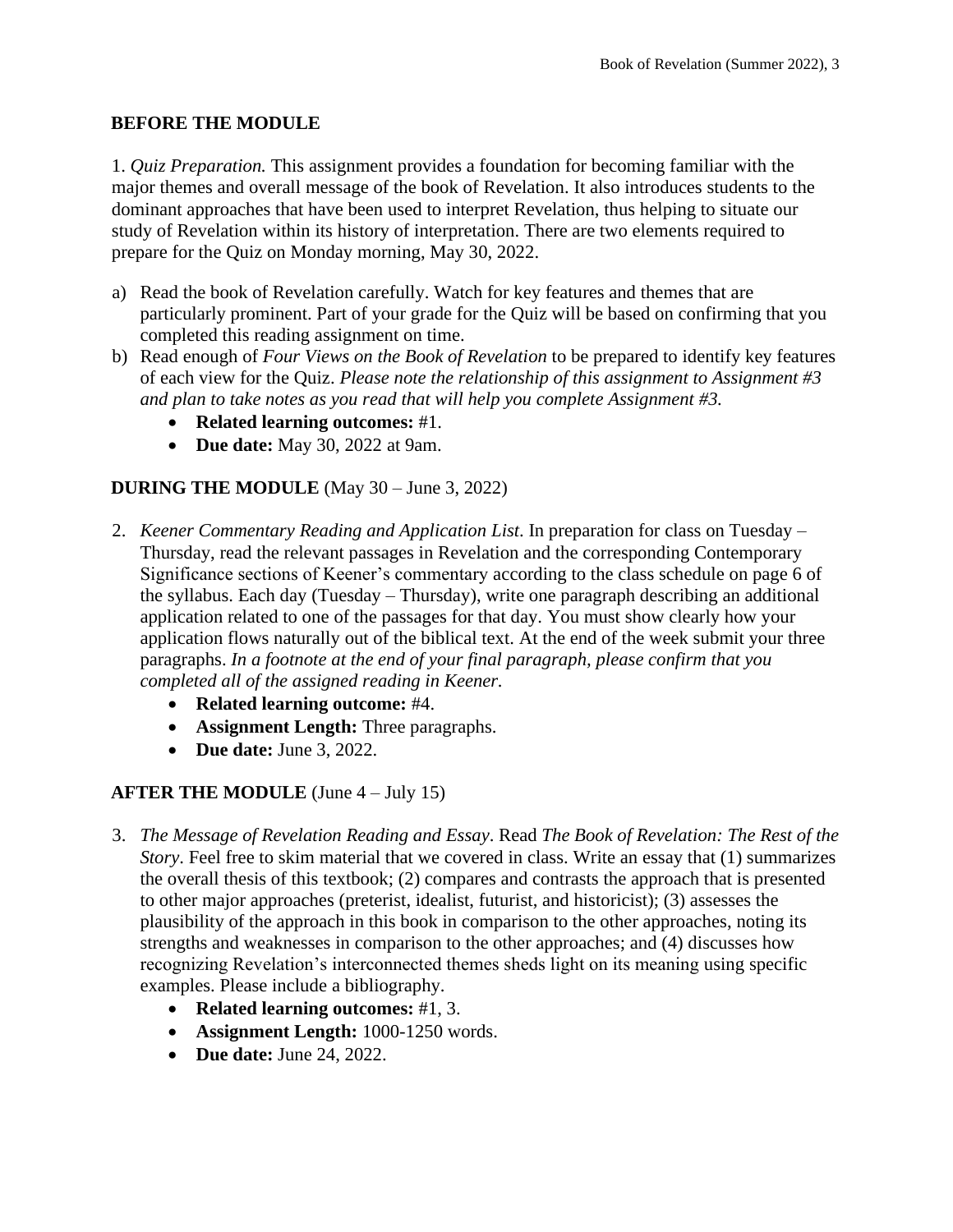## BEFORE THE MODULE

1. *Quiz Preparation.* This assignment provides a foundation for becoming familiar with the major themes and overall message of the book of Revelation. It also introduces students to the dominant approaches that have been used to interpret Revelation, thus helping to situate our study of Revelation within its history of interpretation. There are two elements required to prepare for the Quiz on Monday morning, May 30, 2022.

a) Read the book of Revelation carefully. Watch for key features and themes that are particularly prominent. Part of your grade for the Quiz will be based on confirming that you completed this reading assignment on time.
b) Read enough of *Four Views on the Book of Revelation* to be prepared to identify key features of each view for the Quiz. *Please note the relationship of this assignment to Assignment #3 and plan to take notes as you read that will help you complete Assignment #3.*
    - **Related learning outcomes:** #1.
    - **Due date:** May 30, 2022 at 9am.

## DURING THE MODULE (May 30 – June 3, 2022)

2. *Keener Commentary Reading and Application List*. In preparation for class on Tuesday – Thursday, read the relevant passages in Revelation and the corresponding Contemporary Significance sections of Keener's commentary according to the class schedule on page 6 of the syllabus. Each day (Tuesday – Thursday), write one paragraph describing an additional application related to one of the passages for that day. You must show clearly how your application flows naturally out of the biblical text. At the end of the week submit your three paragraphs. *In a footnote at the end of your final paragraph, please confirm that you completed all of the assigned reading in Keener.*
    - **Related learning outcome:** #4.
    - **Assignment Length:** Three paragraphs.
    - **Due date:** June 3, 2022.

## AFTER THE MODULE (June 4 – July 15)

3. *The Message of Revelation Reading and Essay*. Read *The Book of Revelation: The Rest of the Story*. Feel free to skim material that we covered in class. Write an essay that (1) summarizes the overall thesis of this textbook; (2) compares and contrasts the approach that is presented to other major approaches (preterist, idealist, futurist, and historicist); (3) assesses the plausibility of the approach in this book in comparison to the other approaches, noting its strengths and weaknesses in comparison to the other approaches; and (4) discusses how recognizing Revelation's interconnected themes sheds light on its meaning using specific examples. Please include a bibliography.
    - **Related learning outcomes:** #1, 3.
    - **Assignment Length:** 1000-1250 words.
    - **Due date:** June 24, 2022.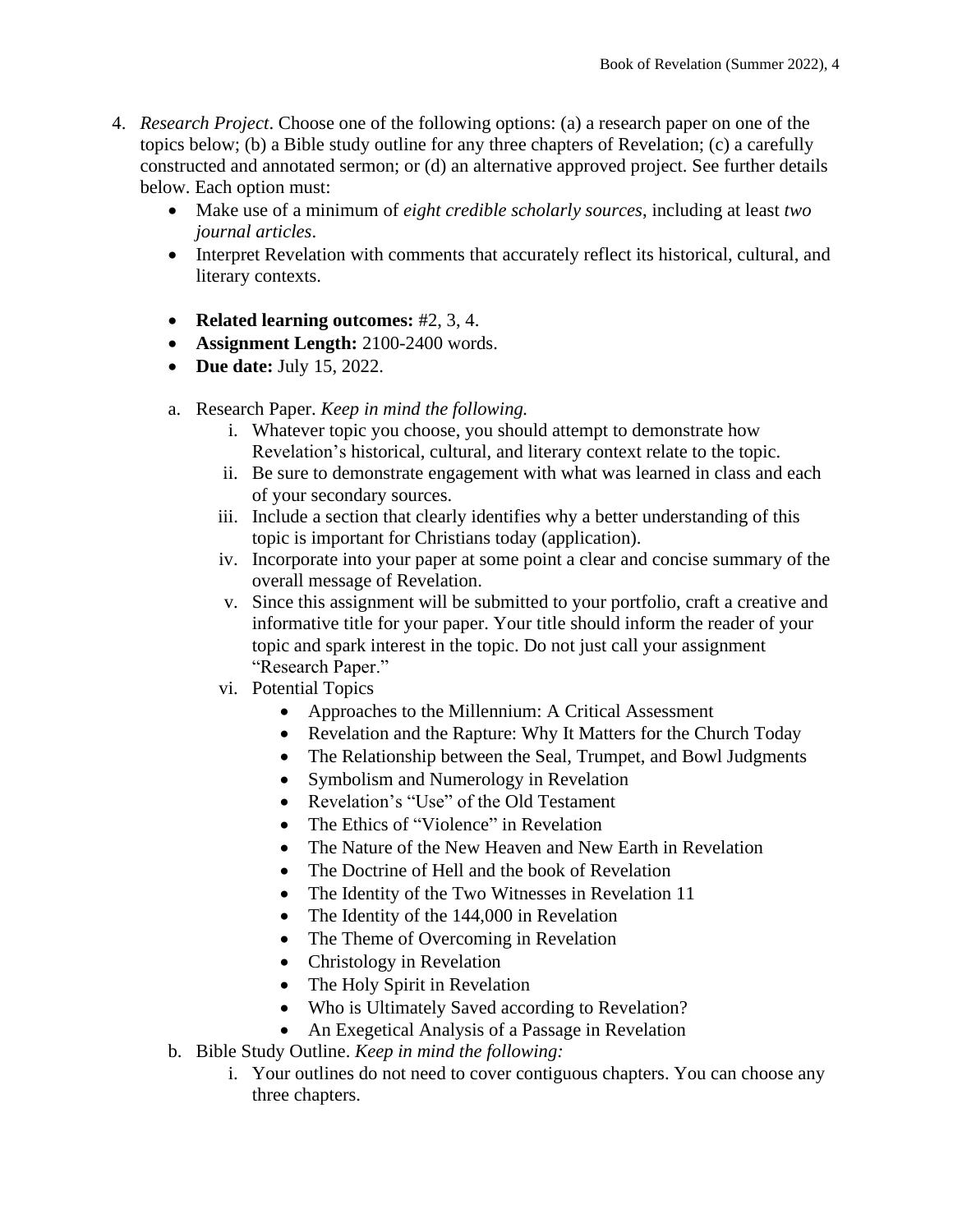4. *Research Project*. Choose one of the following options: (a) a research paper on one of the topics below; (b) a Bible study outline for any three chapters of Revelation; (c) a carefully constructed and annotated sermon; or (d) an alternative approved project. See further details below. Each option must:
    - Make use of a minimum of *eight credible scholarly sources*, including at least *two journal articles*.
    - Interpret Revelation with comments that accurately reflect its historical, cultural, and literary contexts.

    - **Related learning outcomes:** #2, 3, 4.
    - **Assignment Length:** 2100-2400 words.
    - **Due date:** July 15, 2022.

    a. Research Paper. *Keep in mind the following.*
        i. Whatever topic you choose, you should attempt to demonstrate how Revelation's historical, cultural, and literary context relate to the topic.
        ii. Be sure to demonstrate engagement with what was learned in class and each of your secondary sources.
        iii. Include a section that clearly identifies why a better understanding of this topic is important for Christians today (application).
        iv. Incorporate into your paper at some point a clear and concise summary of the overall message of Revelation.
        v. Since this assignment will be submitted to your portfolio, craft a creative and informative title for your paper. Your title should inform the reader of your topic and spark interest in the topic. Do not just call your assignment "Research Paper."
        vi. Potential Topics
            - Approaches to the Millennium: A Critical Assessment
            - Revelation and the Rapture: Why It Matters for the Church Today
            - The Relationship between the Seal, Trumpet, and Bowl Judgments
            - Symbolism and Numerology in Revelation
            - Revelation's "Use" of the Old Testament
            - The Ethics of "Violence" in Revelation
            - The Nature of the New Heaven and New Earth in Revelation
            - The Doctrine of Hell and the book of Revelation
            - The Identity of the Two Witnesses in Revelation 11
            - The Identity of the 144,000 in Revelation
            - The Theme of Overcoming in Revelation
            - Christology in Revelation
            - The Holy Spirit in Revelation
            - Who is Ultimately Saved according to Revelation?
            - An Exegetical Analysis of a Passage in Revelation

    b. Bible Study Outline. *Keep in mind the following:*
        i. Your outlines do not need to cover contiguous chapters. You can choose any three chapters.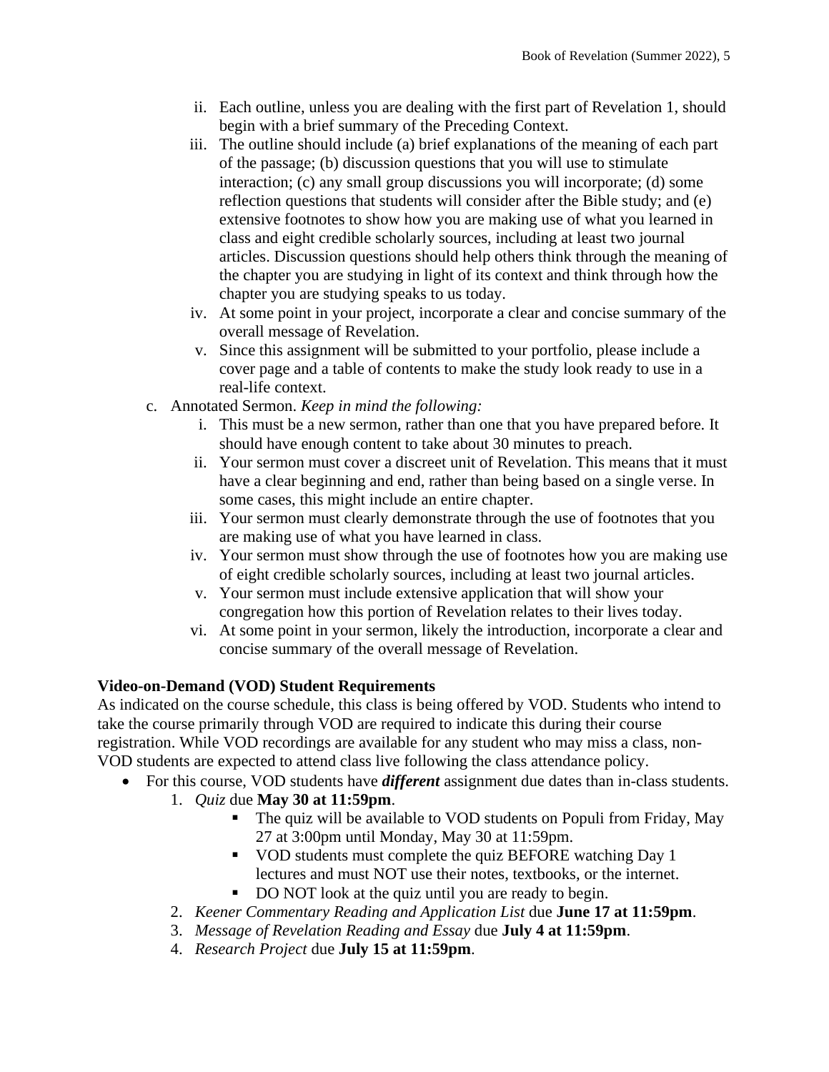ii. Each outline, unless you are dealing with the first part of Revelation 1, should begin with a brief summary of the Preceding Context.

iii. The outline should include (a) brief explanations of the meaning of each part of the passage; (b) discussion questions that you will use to stimulate interaction; (c) any small group discussions you will incorporate; (d) some reflection questions that students will consider after the Bible study; and (e) extensive footnotes to show how you are making use of what you learned in class and eight credible scholarly sources, including at least two journal articles. Discussion questions should help others think through the meaning of the chapter you are studying in light of its context and think through how the chapter you are studying speaks to us today.

iv. At some point in your project, incorporate a clear and concise summary of the overall message of Revelation.

v. Since this assignment will be submitted to your portfolio, please include a cover page and a table of contents to make the study look ready to use in a real-life context.

c. Annotated Sermon. *Keep in mind the following:*

i. This must be a new sermon, rather than one that you have prepared before. It should have enough content to take about 30 minutes to preach.

ii. Your sermon must cover a discreet unit of Revelation. This means that it must have a clear beginning and end, rather than being based on a single verse. In some cases, this might include an entire chapter.

iii. Your sermon must clearly demonstrate through the use of footnotes that you are making use of what you have learned in class.

iv. Your sermon must show through the use of footnotes how you are making use of eight credible scholarly sources, including at least two journal articles.

v. Your sermon must include extensive application that will show your congregation how this portion of Revelation relates to their lives today.

vi. At some point in your sermon, likely the introduction, incorporate a clear and concise summary of the overall message of Revelation.

**Video-on-Demand (VOD) Student Requirements**

As indicated on the course schedule, this class is being offered by VOD. Students who intend to take the course primarily through VOD are required to indicate this during their course registration. While VOD recordings are available for any student who may miss a class, non-VOD students are expected to attend class live following the class attendance policy.

- For this course, VOD students have ***different*** assignment due dates than in-class students.
  1. *Quiz* due **May 30 at 11:59pm**.
     - The quiz will be available to VOD students on Populi from Friday, May 27 at 3:00pm until Monday, May 30 at 11:59pm.
     - VOD students must complete the quiz BEFORE watching Day 1 lectures and must NOT use their notes, textbooks, or the internet.
     - DO NOT look at the quiz until you are ready to begin.
  2. *Keener Commentary Reading and Application List* due **June 17 at 11:59pm**.
  3. *Message of Revelation Reading and Essay* due **July 4 at 11:59pm**.
  4. *Research Project* due **July 15 at 11:59pm**.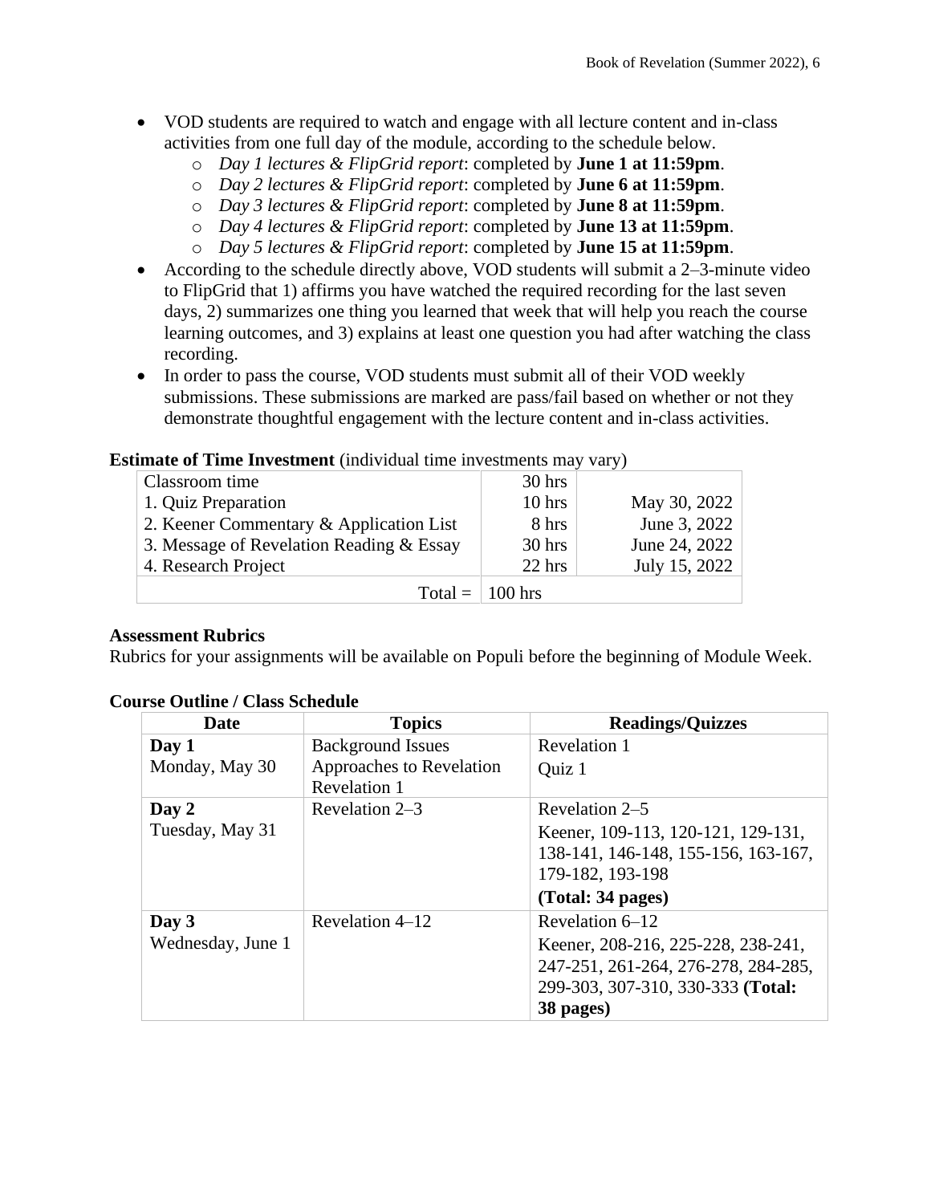- VOD students are required to watch and engage with all lecture content and in-class activities from one full day of the module, according to the schedule below.
    - *Day 1 lectures & FlipGrid report*: completed by **June 1 at 11:59pm**.
    - *Day 2 lectures & FlipGrid report*: completed by **June 6 at 11:59pm**.
    - *Day 3 lectures & FlipGrid report*: completed by **June 8 at 11:59pm**.
    - *Day 4 lectures & FlipGrid report*: completed by **June 13 at 11:59pm**.
    - *Day 5 lectures & FlipGrid report*: completed by **June 15 at 11:59pm**.
- According to the schedule directly above, VOD students will submit a 2–3-minute video to FlipGrid that 1) affirms you have watched the required recording for the last seven days, 2) summarizes one thing you learned that week that will help you reach the course learning outcomes, and 3) explains at least one question you had after watching the class recording.
- In order to pass the course, VOD students must submit all of their VOD weekly submissions. These submissions are marked are pass/fail based on whether or not they demonstrate thoughtful engagement with the lecture content and in-class activities.

**Estimate of Time Investment** (individual time investments may vary)

| | | |
|---|---|---|
| Classroom time | 30 hrs | |
| 1. Quiz Preparation | 10 hrs | May 30, 2022 |
| 2. Keener Commentary & Application List | 8 hrs | June 3, 2022 |
| 3. Message of Revelation Reading & Essay | 30 hrs | June 24, 2022 |
| 4. Research Project | 22 hrs | July 15, 2022 |
| Total = | 100 hrs | |

**Assessment Rubrics**

Rubrics for your assignments will be available on Populi before the beginning of Module Week.

**Course Outline / Class Schedule**

| Date | Topics | Readings/Quizzes |
|---|---|---|
| **Day 1** Monday, May 30 | Background Issues Approaches to Revelation Revelation 1 | Revelation 1 Quiz 1 |
| **Day 2** Tuesday, May 31 | Revelation 2–3 | Revelation 2–5 Keener, 109-113, 120-121, 129-131, 138-141, 146-148, 155-156, 163-167, 179-182, 193-198 **(Total: 34 pages)** |
| **Day 3** Wednesday, June 1 | Revelation 4–12 | Revelation 6–12 Keener, 208-216, 225-228, 238-241, 247-251, 261-264, 276-278, 284-285, 299-303, 307-310, 330-333 **(Total: 38 pages)** |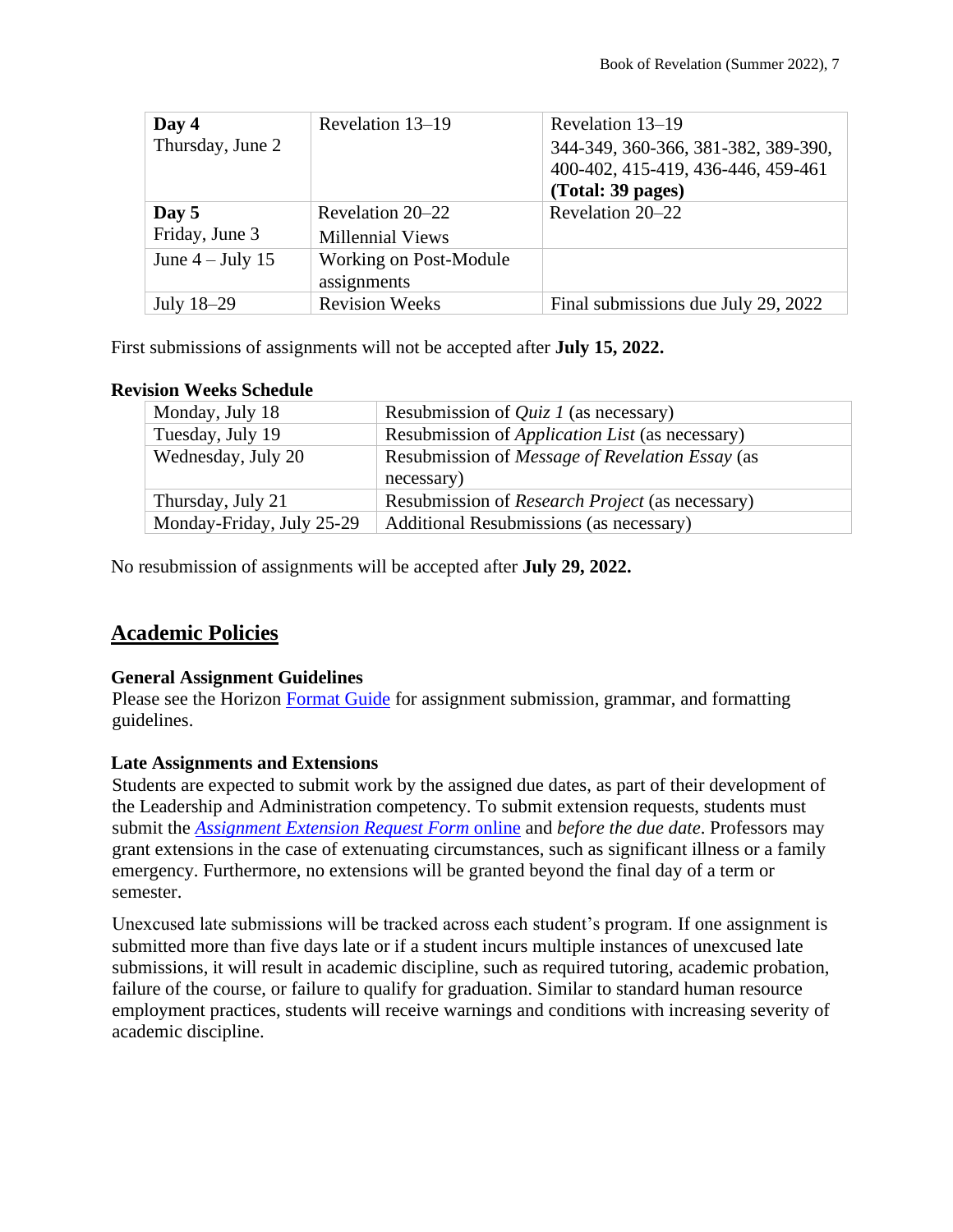| | | |
|---|---|---|
| **Day 4**<br>Thursday, June 2 | Revelation 13–19 | Revelation 13–19<br>344-349, 360-366, 381-382, 389-390, 400-402, 415-419, 436-446, 459-461<br>**(Total: 39 pages)** |
| **Day 5**<br>Friday, June 3 | Revelation 20–22<br>Millennial Views | Revelation 20–22 |
| June 4 – July 15 | Working on Post-Module assignments | |
| July 18–29 | Revision Weeks | Final submissions due July 29, 2022 |

First submissions of assignments will not be accepted after **July 15, 2022.**

**Revision Weeks Schedule**

| | |
|---|---|
| Monday, July 18 | Resubmission of *Quiz 1* (as necessary) |
| Tuesday, July 19 | Resubmission of *Application List* (as necessary) |
| Wednesday, July 20 | Resubmission of *Message of Revelation Essay* (as necessary) |
| Thursday, July 21 | Resubmission of *Research Project* (as necessary) |
| Monday-Friday, July 25-29 | Additional Resubmissions (as necessary) |

No resubmission of assignments will be accepted after **July 29, 2022.**

## Academic Policies

**General Assignment Guidelines**

Please see the Horizon Format Guide for assignment submission, grammar, and formatting guidelines.

**Late Assignments and Extensions**

Students are expected to submit work by the assigned due dates, as part of their development of the Leadership and Administration competency. To submit extension requests, students must submit the *Assignment Extension Request Form* online and *before the due date*. Professors may grant extensions in the case of extenuating circumstances, such as significant illness or a family emergency. Furthermore, no extensions will be granted beyond the final day of a term or semester.

Unexcused late submissions will be tracked across each student's program. If one assignment is submitted more than five days late or if a student incurs multiple instances of unexcused late submissions, it will result in academic discipline, such as required tutoring, academic probation, failure of the course, or failure to qualify for graduation. Similar to standard human resource employment practices, students will receive warnings and conditions with increasing severity of academic discipline.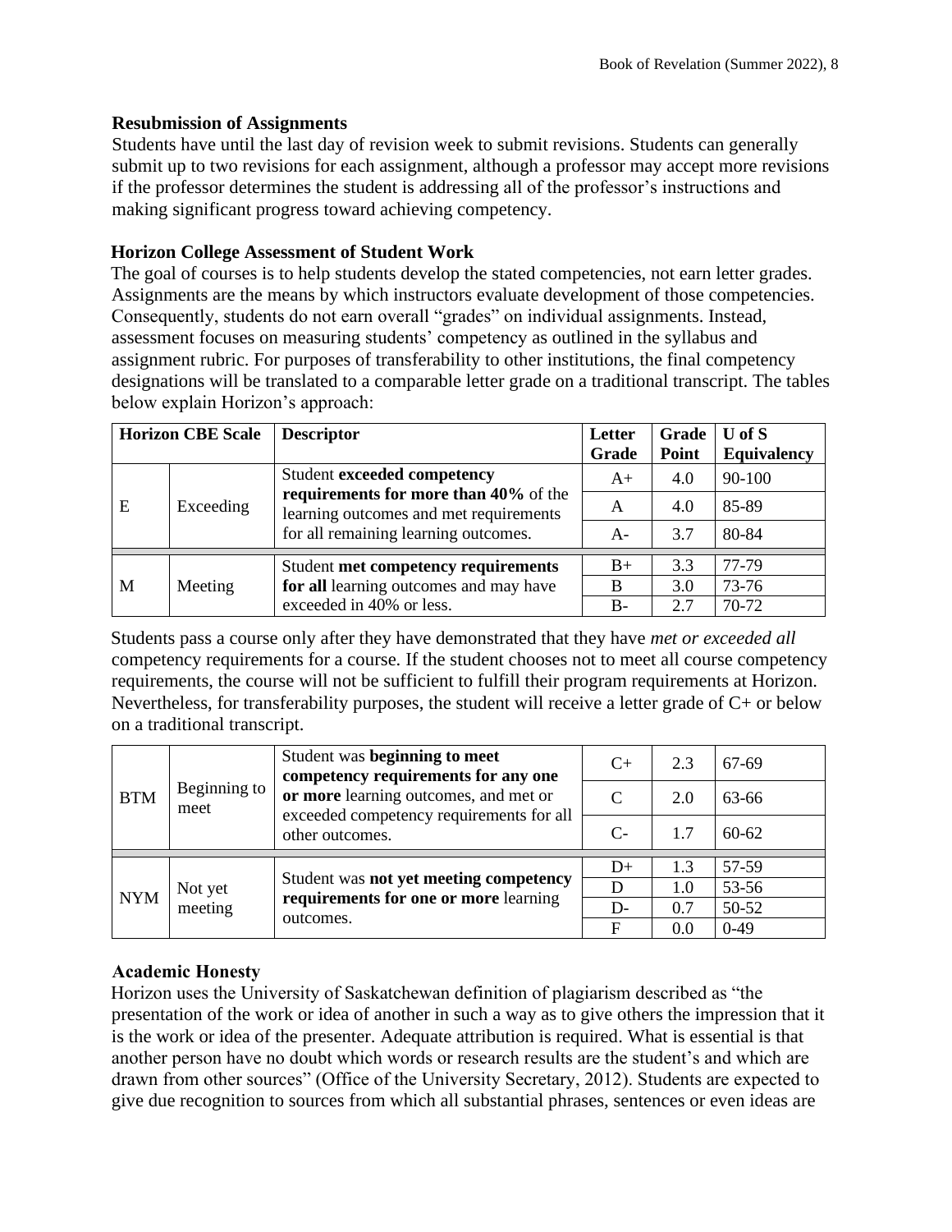### Resubmission of Assignments

Students have until the last day of revision week to submit revisions. Students can generally submit up to two revisions for each assignment, although a professor may accept more revisions if the professor determines the student is addressing all of the professor's instructions and making significant progress toward achieving competency.

### Horizon College Assessment of Student Work

The goal of courses is to help students develop the stated competencies, not earn letter grades. Assignments are the means by which instructors evaluate development of those competencies. Consequently, students do not earn overall "grades" on individual assignments. Instead, assessment focuses on measuring students' competency as outlined in the syllabus and assignment rubric. For purposes of transferability to other institutions, the final competency designations will be translated to a comparable letter grade on a traditional transcript. The tables below explain Horizon's approach:

| Horizon CBE Scale | | Descriptor | Letter Grade | Grade Point | U of S Equivalency |
|---|---|---|---|---|---|
| E | Exceeding | Student **exceeded competency requirements for more than 40%** of the learning outcomes and met requirements for all remaining learning outcomes. | A+ | 4.0 | 90-100 |
| | | | A | 4.0 | 85-89 |
| | | | A- | 3.7 | 80-84 |
| M | Meeting | Student **met competency requirements for all** learning outcomes and may have exceeded in 40% or less. | B+ | 3.3 | 77-79 |
| | | | B | 3.0 | 73-76 |
| | | | B- | 2.7 | 70-72 |

Students pass a course only after they have demonstrated that they have *met or exceeded all* competency requirements for a course. If the student chooses not to meet all course competency requirements, the course will not be sufficient to fulfill their program requirements at Horizon. Nevertheless, for transferability purposes, the student will receive a letter grade of C+ or below on a traditional transcript.

| | | | | | |
|---|---|---|---|---|---|
| BTM | Beginning to meet | Student was **beginning to meet competency requirements for any one or more** learning outcomes, and met or exceeded competency requirements for all other outcomes. | C+ | 2.3 | 67-69 |
| | | | C | 2.0 | 63-66 |
| | | | C- | 1.7 | 60-62 |
| NYM | Not yet meeting | Student was **not yet meeting competency requirements for one or more** learning outcomes. | D+ | 1.3 | 57-59 |
| | | | D | 1.0 | 53-56 |
| | | | D- | 0.7 | 50-52 |
| | | | F | 0.0 | 0-49 |

### Academic Honesty

Horizon uses the University of Saskatchewan definition of plagiarism described as "the presentation of the work or idea of another in such a way as to give others the impression that it is the work or idea of the presenter. Adequate attribution is required. What is essential is that another person have no doubt which words or research results are the student's and which are drawn from other sources" (Office of the University Secretary, 2012). Students are expected to give due recognition to sources from which all substantial phrases, sentences or even ideas are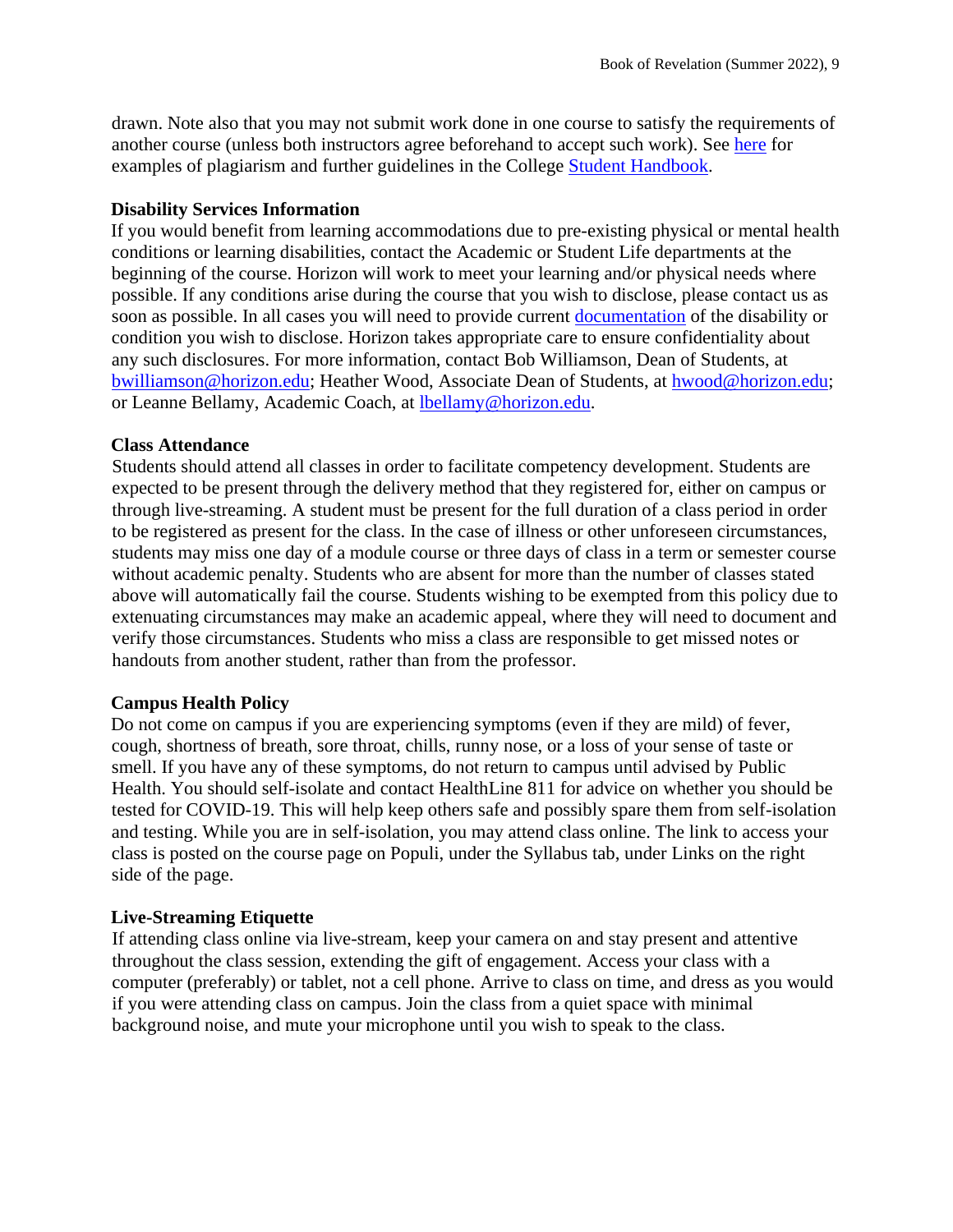drawn. Note also that you may not submit work done in one course to satisfy the requirements of another course (unless both instructors agree beforehand to accept such work). See here for examples of plagiarism and further guidelines in the College Student Handbook.

**Disability Services Information**

If you would benefit from learning accommodations due to pre-existing physical or mental health conditions or learning disabilities, contact the Academic or Student Life departments at the beginning of the course. Horizon will work to meet your learning and/or physical needs where possible. If any conditions arise during the course that you wish to disclose, please contact us as soon as possible. In all cases you will need to provide current documentation of the disability or condition you wish to disclose. Horizon takes appropriate care to ensure confidentiality about any such disclosures. For more information, contact Bob Williamson, Dean of Students, at bwilliamson@horizon.edu; Heather Wood, Associate Dean of Students, at hwood@horizon.edu; or Leanne Bellamy, Academic Coach, at lbellamy@horizon.edu.

**Class Attendance**

Students should attend all classes in order to facilitate competency development. Students are expected to be present through the delivery method that they registered for, either on campus or through live-streaming. A student must be present for the full duration of a class period in order to be registered as present for the class. In the case of illness or other unforeseen circumstances, students may miss one day of a module course or three days of class in a term or semester course without academic penalty. Students who are absent for more than the number of classes stated above will automatically fail the course. Students wishing to be exempted from this policy due to extenuating circumstances may make an academic appeal, where they will need to document and verify those circumstances. Students who miss a class are responsible to get missed notes or handouts from another student, rather than from the professor.

**Campus Health Policy**

Do not come on campus if you are experiencing symptoms (even if they are mild) of fever, cough, shortness of breath, sore throat, chills, runny nose, or a loss of your sense of taste or smell. If you have any of these symptoms, do not return to campus until advised by Public Health. You should self-isolate and contact HealthLine 811 for advice on whether you should be tested for COVID-19. This will help keep others safe and possibly spare them from self-isolation and testing. While you are in self-isolation, you may attend class online. The link to access your class is posted on the course page on Populi, under the Syllabus tab, under Links on the right side of the page.

**Live-Streaming Etiquette**

If attending class online via live-stream, keep your camera on and stay present and attentive throughout the class session, extending the gift of engagement. Access your class with a computer (preferably) or tablet, not a cell phone. Arrive to class on time, and dress as you would if you were attending class on campus. Join the class from a quiet space with minimal background noise, and mute your microphone until you wish to speak to the class.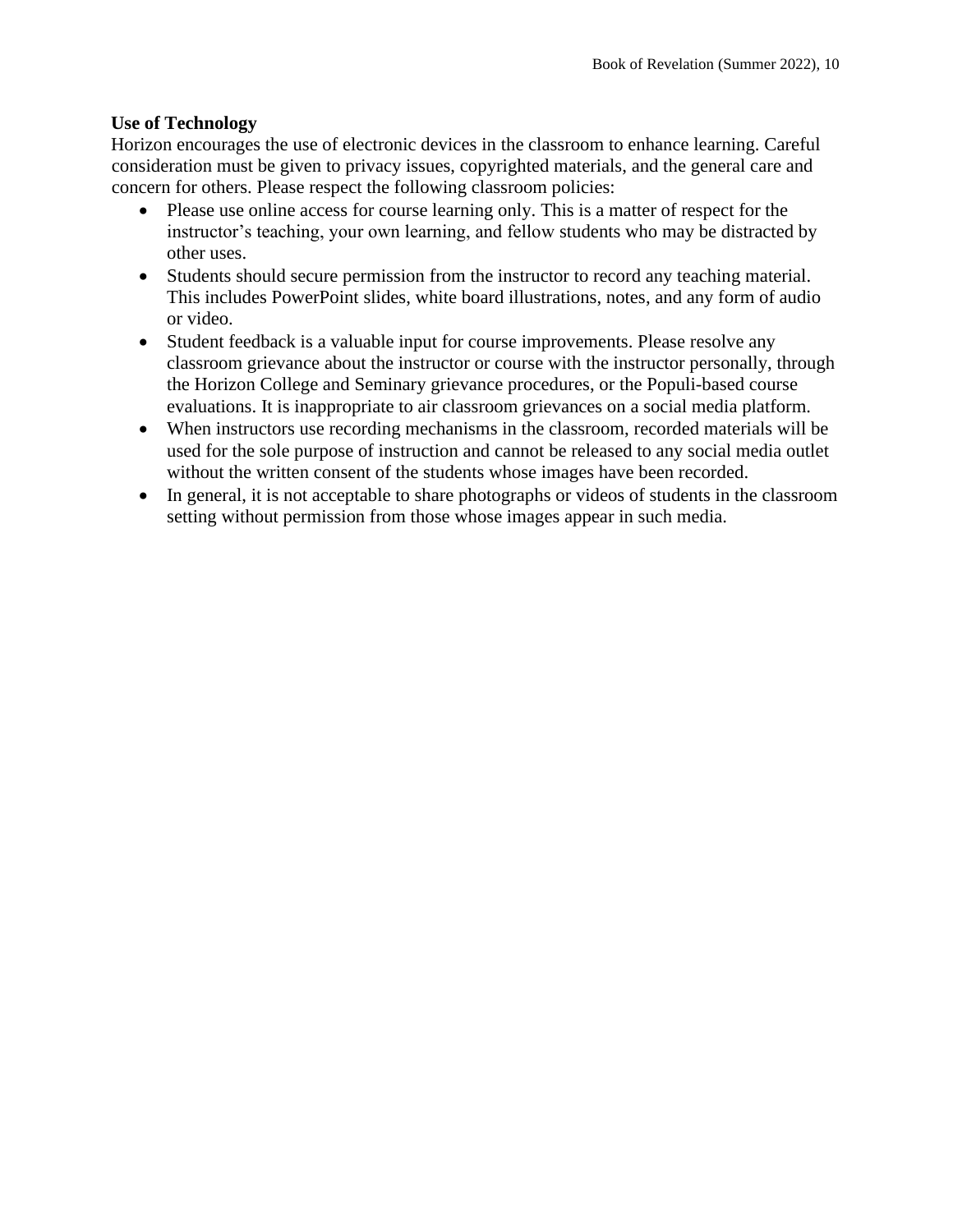**Use of Technology**

Horizon encourages the use of electronic devices in the classroom to enhance learning. Careful consideration must be given to privacy issues, copyrighted materials, and the general care and concern for others. Please respect the following classroom policies:

- Please use online access for course learning only. This is a matter of respect for the instructor's teaching, your own learning, and fellow students who may be distracted by other uses.
- Students should secure permission from the instructor to record any teaching material. This includes PowerPoint slides, white board illustrations, notes, and any form of audio or video.
- Student feedback is a valuable input for course improvements. Please resolve any classroom grievance about the instructor or course with the instructor personally, through the Horizon College and Seminary grievance procedures, or the Populi-based course evaluations. It is inappropriate to air classroom grievances on a social media platform.
- When instructors use recording mechanisms in the classroom, recorded materials will be used for the sole purpose of instruction and cannot be released to any social media outlet without the written consent of the students whose images have been recorded.
- In general, it is not acceptable to share photographs or videos of students in the classroom setting without permission from those whose images appear in such media.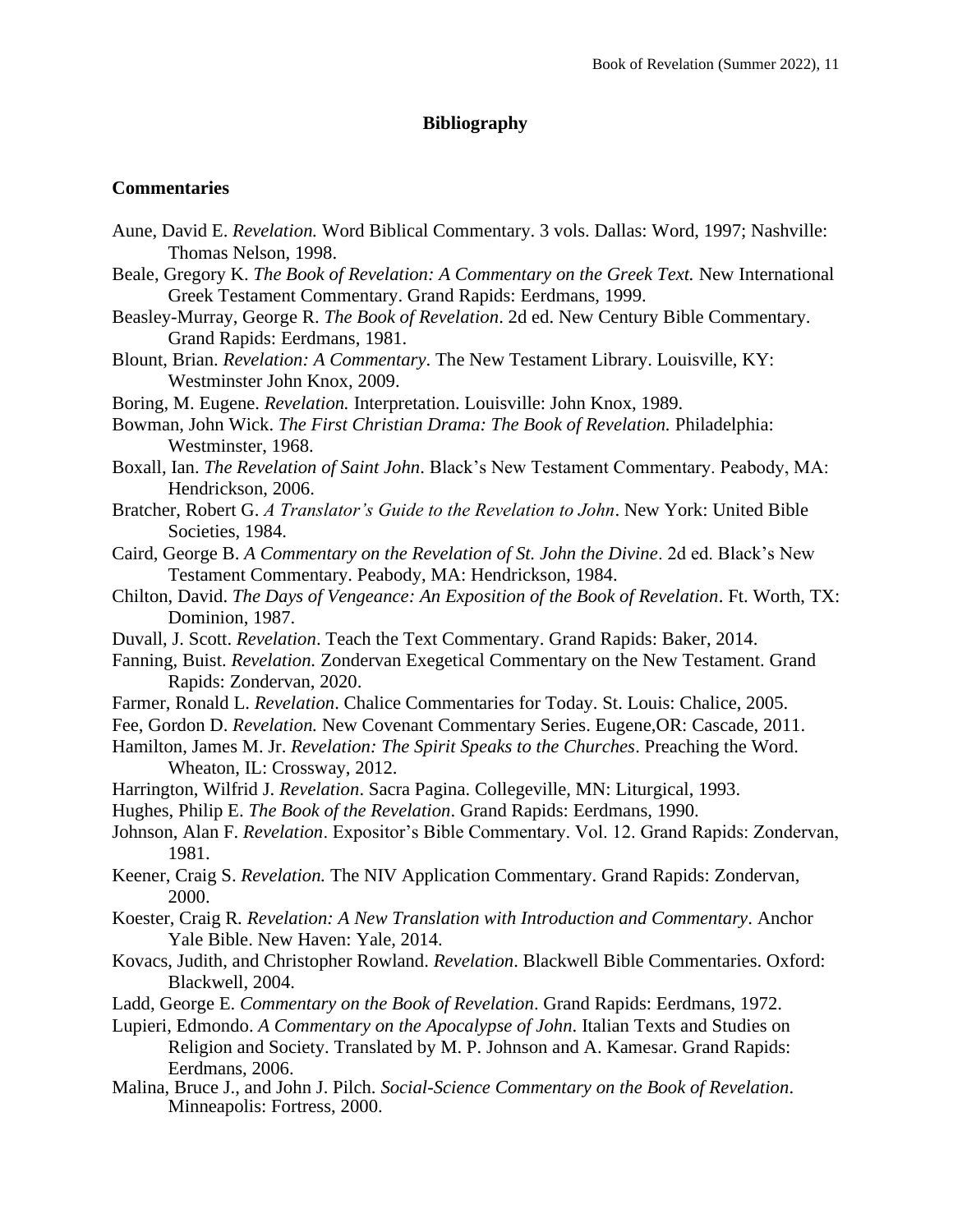## Bibliography

### Commentaries

Aune, David E. *Revelation.* Word Biblical Commentary. 3 vols. Dallas: Word, 1997; Nashville: Thomas Nelson, 1998.

Beale, Gregory K. *The Book of Revelation: A Commentary on the Greek Text.* New International Greek Testament Commentary. Grand Rapids: Eerdmans, 1999.

Beasley-Murray, George R. *The Book of Revelation*. 2d ed. New Century Bible Commentary. Grand Rapids: Eerdmans, 1981.

Blount, Brian. *Revelation: A Commentary*. The New Testament Library. Louisville, KY: Westminster John Knox, 2009.

Boring, M. Eugene. *Revelation.* Interpretation. Louisville: John Knox, 1989.

Bowman, John Wick. *The First Christian Drama: The Book of Revelation.* Philadelphia: Westminster, 1968.

Boxall, Ian. *The Revelation of Saint John*. Black's New Testament Commentary. Peabody, MA: Hendrickson, 2006.

Bratcher, Robert G. *A Translator's Guide to the Revelation to John*. New York: United Bible Societies, 1984.

Caird, George B. *A Commentary on the Revelation of St. John the Divine*. 2d ed. Black's New Testament Commentary. Peabody, MA: Hendrickson, 1984.

Chilton, David. *The Days of Vengeance: An Exposition of the Book of Revelation*. Ft. Worth, TX: Dominion, 1987.

Duvall, J. Scott. *Revelation*. Teach the Text Commentary. Grand Rapids: Baker, 2014.

Fanning, Buist. *Revelation.* Zondervan Exegetical Commentary on the New Testament. Grand Rapids: Zondervan, 2020.

Farmer, Ronald L. *Revelation*. Chalice Commentaries for Today. St. Louis: Chalice, 2005.

Fee, Gordon D. *Revelation.* New Covenant Commentary Series. Eugene,OR: Cascade, 2011.

Hamilton, James M. Jr. *Revelation: The Spirit Speaks to the Churches*. Preaching the Word. Wheaton, IL: Crossway, 2012.

Harrington, Wilfrid J. *Revelation*. Sacra Pagina. Collegeville, MN: Liturgical, 1993.

Hughes, Philip E. *The Book of the Revelation*. Grand Rapids: Eerdmans, 1990.

Johnson, Alan F. *Revelation*. Expositor's Bible Commentary. Vol. 12. Grand Rapids: Zondervan, 1981.

Keener, Craig S. *Revelation.* The NIV Application Commentary. Grand Rapids: Zondervan, 2000.

Koester, Craig R. *Revelation: A New Translation with Introduction and Commentary*. Anchor Yale Bible. New Haven: Yale, 2014.

Kovacs, Judith, and Christopher Rowland. *Revelation*. Blackwell Bible Commentaries. Oxford: Blackwell, 2004.

Ladd, George E. *Commentary on the Book of Revelation*. Grand Rapids: Eerdmans, 1972.

Lupieri, Edmondo. *A Commentary on the Apocalypse of John*. Italian Texts and Studies on Religion and Society. Translated by M. P. Johnson and A. Kamesar. Grand Rapids: Eerdmans, 2006.

Malina, Bruce J., and John J. Pilch. *Social-Science Commentary on the Book of Revelation*. Minneapolis: Fortress, 2000.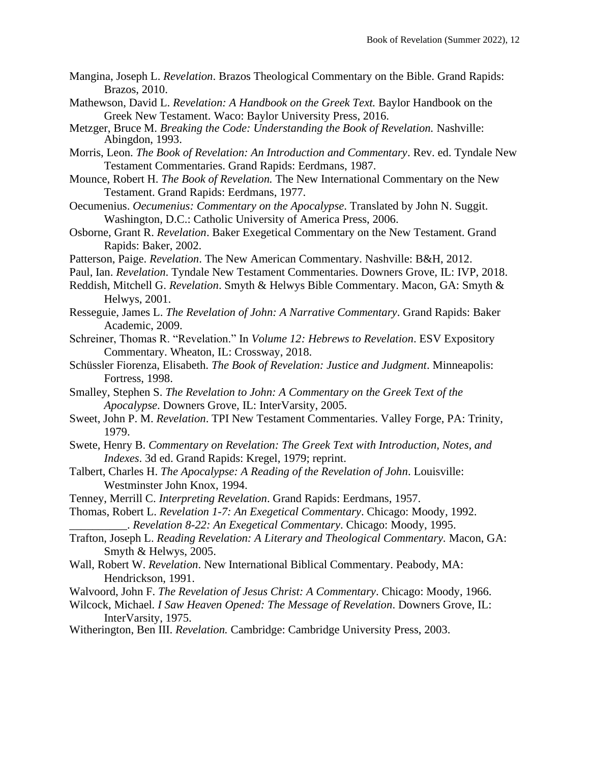Mangina, Joseph L. *Revelation*. Brazos Theological Commentary on the Bible. Grand Rapids: Brazos, 2010.

Mathewson, David L. *Revelation: A Handbook on the Greek Text.* Baylor Handbook on the Greek New Testament. Waco: Baylor University Press, 2016.

Metzger, Bruce M. *Breaking the Code: Understanding the Book of Revelation.* Nashville: Abingdon, 1993.

Morris, Leon. *The Book of Revelation: An Introduction and Commentary*. Rev. ed. Tyndale New Testament Commentaries. Grand Rapids: Eerdmans, 1987.

Mounce, Robert H. *The Book of Revelation.* The New International Commentary on the New Testament. Grand Rapids: Eerdmans, 1977.

Oecumenius. *Oecumenius: Commentary on the Apocalypse*. Translated by John N. Suggit. Washington, D.C.: Catholic University of America Press, 2006.

Osborne, Grant R. *Revelation*. Baker Exegetical Commentary on the New Testament. Grand Rapids: Baker, 2002.

Patterson, Paige. *Revelation*. The New American Commentary. Nashville: B&H, 2012.

Paul, Ian. *Revelation*. Tyndale New Testament Commentaries. Downers Grove, IL: IVP, 2018.

Reddish, Mitchell G. *Revelation*. Smyth & Helwys Bible Commentary. Macon, GA: Smyth & Helwys, 2001.

Resseguie, James L. *The Revelation of John: A Narrative Commentary*. Grand Rapids: Baker Academic, 2009.

Schreiner, Thomas R. "Revelation." In *Volume 12: Hebrews to Revelation*. ESV Expository Commentary. Wheaton, IL: Crossway, 2018.

Schüssler Fiorenza, Elisabeth. *The Book of Revelation: Justice and Judgment*. Minneapolis: Fortress, 1998.

Smalley, Stephen S. *The Revelation to John: A Commentary on the Greek Text of the Apocalypse*. Downers Grove, IL: InterVarsity, 2005.

Sweet, John P. M. *Revelation*. TPI New Testament Commentaries. Valley Forge, PA: Trinity, 1979.

Swete, Henry B. *Commentary on Revelation: The Greek Text with Introduction, Notes, and Indexes*. 3d ed. Grand Rapids: Kregel, 1979; reprint.

Talbert, Charles H. *The Apocalypse: A Reading of the Revelation of John*. Louisville: Westminster John Knox, 1994.

Tenney, Merrill C. *Interpreting Revelation*. Grand Rapids: Eerdmans, 1957.

Thomas, Robert L. *Revelation 1-7: An Exegetical Commentary*. Chicago: Moody, 1992.

__________. *Revelation 8-22: An Exegetical Commentary*. Chicago: Moody, 1995.

Trafton, Joseph L. *Reading Revelation: A Literary and Theological Commentary.* Macon, GA: Smyth & Helwys, 2005.

Wall, Robert W. *Revelation*. New International Biblical Commentary. Peabody, MA: Hendrickson, 1991.

Walvoord, John F. *The Revelation of Jesus Christ: A Commentary*. Chicago: Moody, 1966.

Wilcock, Michael. *I Saw Heaven Opened: The Message of Revelation*. Downers Grove, IL: InterVarsity, 1975.

Witherington, Ben III. *Revelation.* Cambridge: Cambridge University Press, 2003.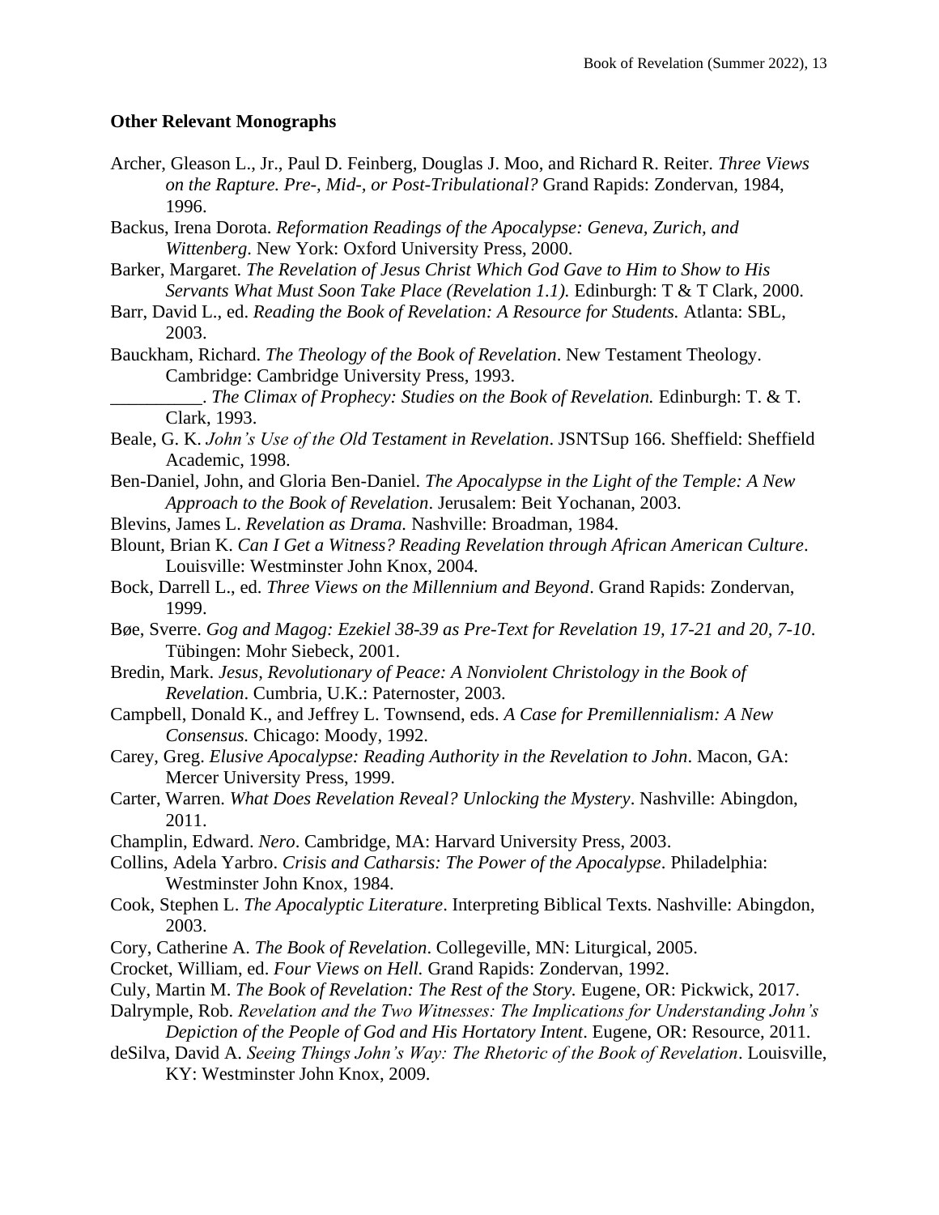### Other Relevant Monographs

Archer, Gleason L., Jr., Paul D. Feinberg, Douglas J. Moo, and Richard R. Reiter. *Three Views on the Rapture. Pre-, Mid-, or Post-Tribulational?* Grand Rapids: Zondervan, 1984, 1996.

Backus, Irena Dorota. *Reformation Readings of the Apocalypse: Geneva, Zurich, and Wittenberg*. New York: Oxford University Press, 2000.

Barker, Margaret. *The Revelation of Jesus Christ Which God Gave to Him to Show to His Servants What Must Soon Take Place (Revelation 1.1).* Edinburgh: T & T Clark, 2000.

Barr, David L., ed. *Reading the Book of Revelation: A Resource for Students.* Atlanta: SBL, 2003.

Bauckham, Richard. *The Theology of the Book of Revelation*. New Testament Theology. Cambridge: Cambridge University Press, 1993.

__________. *The Climax of Prophecy: Studies on the Book of Revelation.* Edinburgh: T. & T. Clark, 1993.

Beale, G. K. *John's Use of the Old Testament in Revelation*. JSNTSup 166. Sheffield: Sheffield Academic, 1998.

Ben-Daniel, John, and Gloria Ben-Daniel. *The Apocalypse in the Light of the Temple: A New Approach to the Book of Revelation*. Jerusalem: Beit Yochanan, 2003.

Blevins, James L. *Revelation as Drama.* Nashville: Broadman, 1984.

Blount, Brian K. *Can I Get a Witness? Reading Revelation through African American Culture*. Louisville: Westminster John Knox, 2004.

Bock, Darrell L., ed. *Three Views on the Millennium and Beyond*. Grand Rapids: Zondervan, 1999.

Bøe, Sverre. *Gog and Magog: Ezekiel 38-39 as Pre-Text for Revelation 19, 17-21 and 20, 7-10*. Tübingen: Mohr Siebeck, 2001.

Bredin, Mark. *Jesus, Revolutionary of Peace: A Nonviolent Christology in the Book of Revelation*. Cumbria, U.K.: Paternoster, 2003.

Campbell, Donald K., and Jeffrey L. Townsend, eds. *A Case for Premillennialism: A New Consensus.* Chicago: Moody, 1992.

Carey, Greg. *Elusive Apocalypse: Reading Authority in the Revelation to John*. Macon, GA: Mercer University Press, 1999.

Carter, Warren. *What Does Revelation Reveal? Unlocking the Mystery*. Nashville: Abingdon, 2011.

Champlin, Edward. *Nero*. Cambridge, MA: Harvard University Press, 2003.

Collins, Adela Yarbro. *Crisis and Catharsis: The Power of the Apocalypse*. Philadelphia: Westminster John Knox, 1984.

Cook, Stephen L. *The Apocalyptic Literature*. Interpreting Biblical Texts. Nashville: Abingdon, 2003.

Cory, Catherine A. *The Book of Revelation*. Collegeville, MN: Liturgical, 2005.

Crocket, William, ed. *Four Views on Hell.* Grand Rapids: Zondervan, 1992.

Culy, Martin M. *The Book of Revelation: The Rest of the Story.* Eugene, OR: Pickwick, 2017.

Dalrymple, Rob. *Revelation and the Two Witnesses: The Implications for Understanding John's Depiction of the People of God and His Hortatory Intent*. Eugene, OR: Resource, 2011.

deSilva, David A. *Seeing Things John's Way: The Rhetoric of the Book of Revelation*. Louisville, KY: Westminster John Knox, 2009.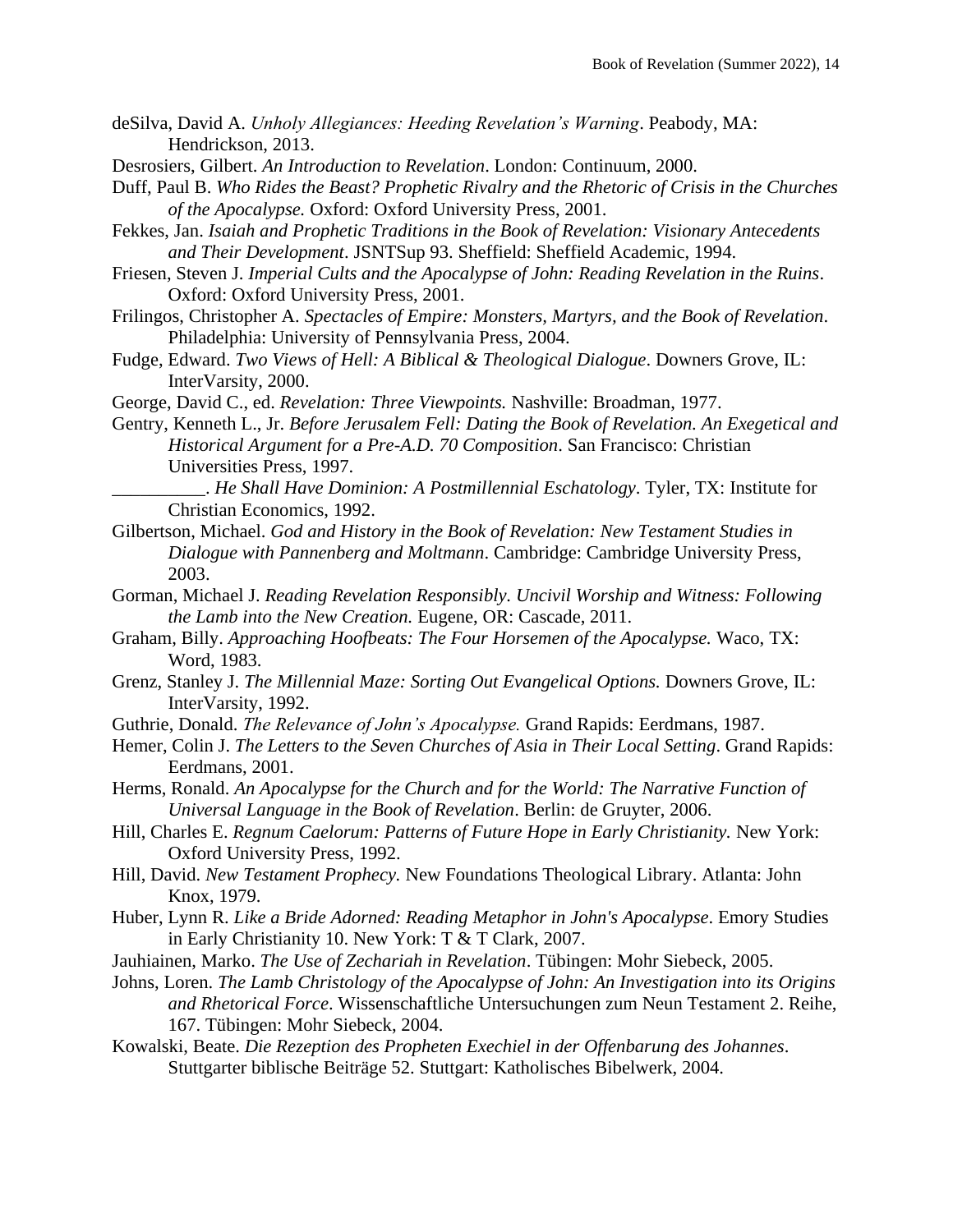deSilva, David A. *Unholy Allegiances: Heeding Revelation's Warning*. Peabody, MA: Hendrickson, 2013.

Desrosiers, Gilbert. *An Introduction to Revelation*. London: Continuum, 2000.

Duff, Paul B. *Who Rides the Beast? Prophetic Rivalry and the Rhetoric of Crisis in the Churches of the Apocalypse.* Oxford: Oxford University Press, 2001.

Fekkes, Jan. *Isaiah and Prophetic Traditions in the Book of Revelation: Visionary Antecedents and Their Development*. JSNTSup 93. Sheffield: Sheffield Academic, 1994.

Friesen, Steven J. *Imperial Cults and the Apocalypse of John: Reading Revelation in the Ruins*. Oxford: Oxford University Press, 2001.

Frilingos, Christopher A. *Spectacles of Empire: Monsters, Martyrs, and the Book of Revelation*. Philadelphia: University of Pennsylvania Press, 2004.

Fudge, Edward. *Two Views of Hell: A Biblical & Theological Dialogue*. Downers Grove, IL: InterVarsity, 2000.

George, David C., ed. *Revelation: Three Viewpoints.* Nashville: Broadman, 1977.

Gentry, Kenneth L., Jr. *Before Jerusalem Fell: Dating the Book of Revelation. An Exegetical and Historical Argument for a Pre-A.D. 70 Composition*. San Francisco: Christian Universities Press, 1997.

__________. *He Shall Have Dominion: A Postmillennial Eschatology*. Tyler, TX: Institute for Christian Economics, 1992.

Gilbertson, Michael. *God and History in the Book of Revelation: New Testament Studies in Dialogue with Pannenberg and Moltmann*. Cambridge: Cambridge University Press, 2003.

Gorman, Michael J. *Reading Revelation Responsibly. Uncivil Worship and Witness: Following the Lamb into the New Creation.* Eugene, OR: Cascade, 2011.

Graham, Billy. *Approaching Hoofbeats: The Four Horsemen of the Apocalypse.* Waco, TX: Word, 1983.

Grenz, Stanley J. *The Millennial Maze: Sorting Out Evangelical Options.* Downers Grove, IL: InterVarsity, 1992.

Guthrie, Donald. *The Relevance of John's Apocalypse.* Grand Rapids: Eerdmans, 1987.

Hemer, Colin J. *The Letters to the Seven Churches of Asia in Their Local Setting*. Grand Rapids: Eerdmans, 2001.

Herms, Ronald. *An Apocalypse for the Church and for the World: The Narrative Function of Universal Language in the Book of Revelation*. Berlin: de Gruyter, 2006.

Hill, Charles E. *Regnum Caelorum: Patterns of Future Hope in Early Christianity.* New York: Oxford University Press, 1992.

Hill, David. *New Testament Prophecy.* New Foundations Theological Library. Atlanta: John Knox, 1979.

Huber, Lynn R. *Like a Bride Adorned: Reading Metaphor in John's Apocalypse*. Emory Studies in Early Christianity 10. New York: T & T Clark, 2007.

Jauhiainen, Marko. *The Use of Zechariah in Revelation*. Tübingen: Mohr Siebeck, 2005.

Johns, Loren. *The Lamb Christology of the Apocalypse of John: An Investigation into its Origins and Rhetorical Force*. Wissenschaftliche Untersuchungen zum Neun Testament 2. Reihe, 167. Tübingen: Mohr Siebeck, 2004.

Kowalski, Beate. *Die Rezeption des Propheten Exechiel in der Offenbarung des Johannes*. Stuttgarter biblische Beiträge 52. Stuttgart: Katholisches Bibelwerk, 2004.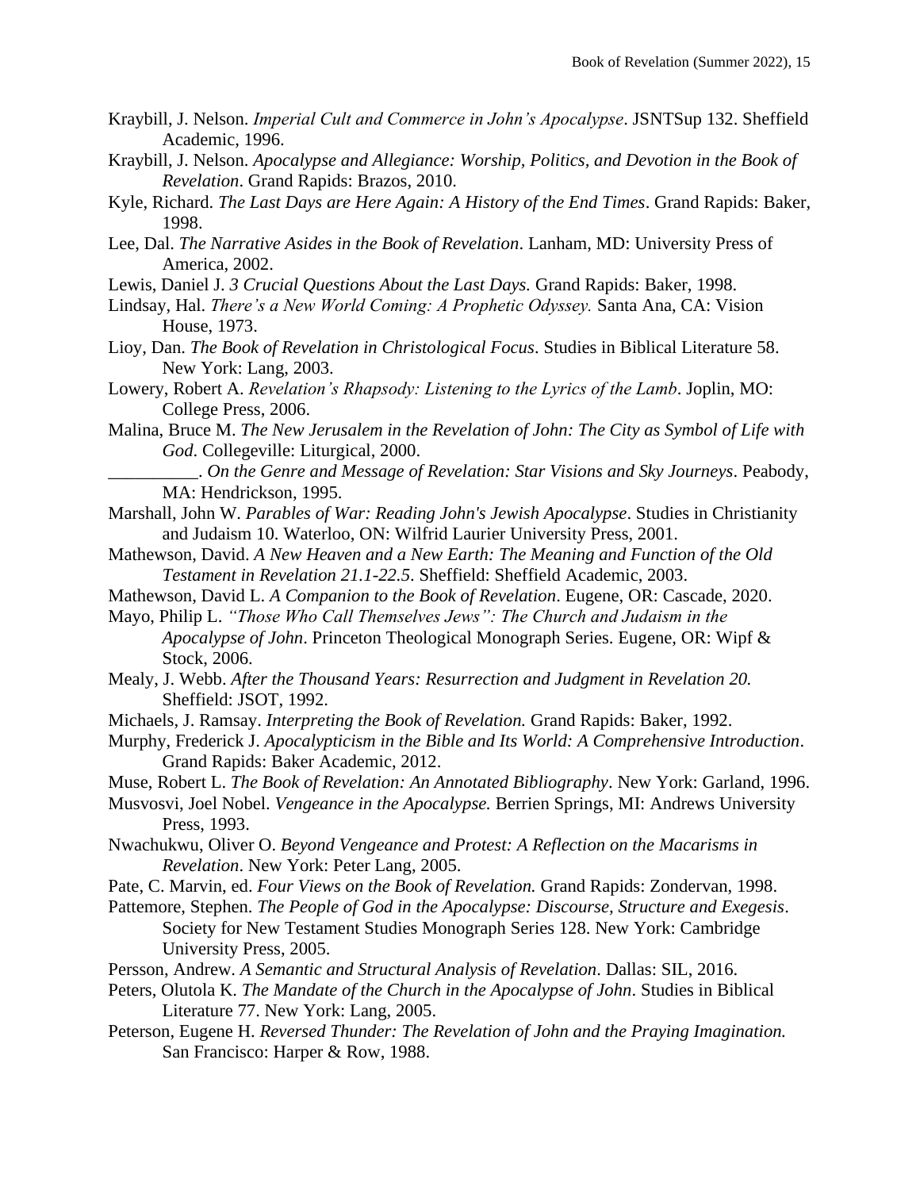Kraybill, J. Nelson. *Imperial Cult and Commerce in John's Apocalypse*. JSNTSup 132. Sheffield Academic, 1996.

Kraybill, J. Nelson. *Apocalypse and Allegiance: Worship, Politics, and Devotion in the Book of Revelation*. Grand Rapids: Brazos, 2010.

Kyle, Richard. *The Last Days are Here Again: A History of the End Times*. Grand Rapids: Baker, 1998.

Lee, Dal. *The Narrative Asides in the Book of Revelation*. Lanham, MD: University Press of America, 2002.

Lewis, Daniel J. *3 Crucial Questions About the Last Days.* Grand Rapids: Baker, 1998.

Lindsay, Hal. *There's a New World Coming: A Prophetic Odyssey.* Santa Ana, CA: Vision House, 1973.

Lioy, Dan. *The Book of Revelation in Christological Focus*. Studies in Biblical Literature 58. New York: Lang, 2003.

Lowery, Robert A. *Revelation's Rhapsody: Listening to the Lyrics of the Lamb*. Joplin, MO: College Press, 2006.

Malina, Bruce M. *The New Jerusalem in the Revelation of John: The City as Symbol of Life with God*. Collegeville: Liturgical, 2000.

__________. *On the Genre and Message of Revelation: Star Visions and Sky Journeys*. Peabody, MA: Hendrickson, 1995.

Marshall, John W. *Parables of War: Reading John's Jewish Apocalypse*. Studies in Christianity and Judaism 10. Waterloo, ON: Wilfrid Laurier University Press, 2001.

Mathewson, David. *A New Heaven and a New Earth: The Meaning and Function of the Old Testament in Revelation 21.1-22.5*. Sheffield: Sheffield Academic, 2003.

Mathewson, David L. *A Companion to the Book of Revelation*. Eugene, OR: Cascade, 2020.

Mayo, Philip L. *"Those Who Call Themselves Jews": The Church and Judaism in the Apocalypse of John*. Princeton Theological Monograph Series. Eugene, OR: Wipf & Stock, 2006.

Mealy, J. Webb. *After the Thousand Years: Resurrection and Judgment in Revelation 20.* Sheffield: JSOT, 1992.

Michaels, J. Ramsay. *Interpreting the Book of Revelation.* Grand Rapids: Baker, 1992.

Murphy, Frederick J. *Apocalypticism in the Bible and Its World: A Comprehensive Introduction*. Grand Rapids: Baker Academic, 2012.

Muse, Robert L. *The Book of Revelation: An Annotated Bibliography*. New York: Garland, 1996.

Musvosvi, Joel Nobel. *Vengeance in the Apocalypse.* Berrien Springs, MI: Andrews University Press, 1993.

Nwachukwu, Oliver O. *Beyond Vengeance and Protest: A Reflection on the Macarisms in Revelation*. New York: Peter Lang, 2005.

Pate, C. Marvin, ed. *Four Views on the Book of Revelation.* Grand Rapids: Zondervan, 1998.

Pattemore, Stephen. *The People of God in the Apocalypse: Discourse, Structure and Exegesis*. Society for New Testament Studies Monograph Series 128. New York: Cambridge University Press, 2005.

Persson, Andrew. *A Semantic and Structural Analysis of Revelation*. Dallas: SIL, 2016.

Peters, Olutola K. *The Mandate of the Church in the Apocalypse of John*. Studies in Biblical Literature 77. New York: Lang, 2005.

Peterson, Eugene H. *Reversed Thunder: The Revelation of John and the Praying Imagination.* San Francisco: Harper & Row, 1988.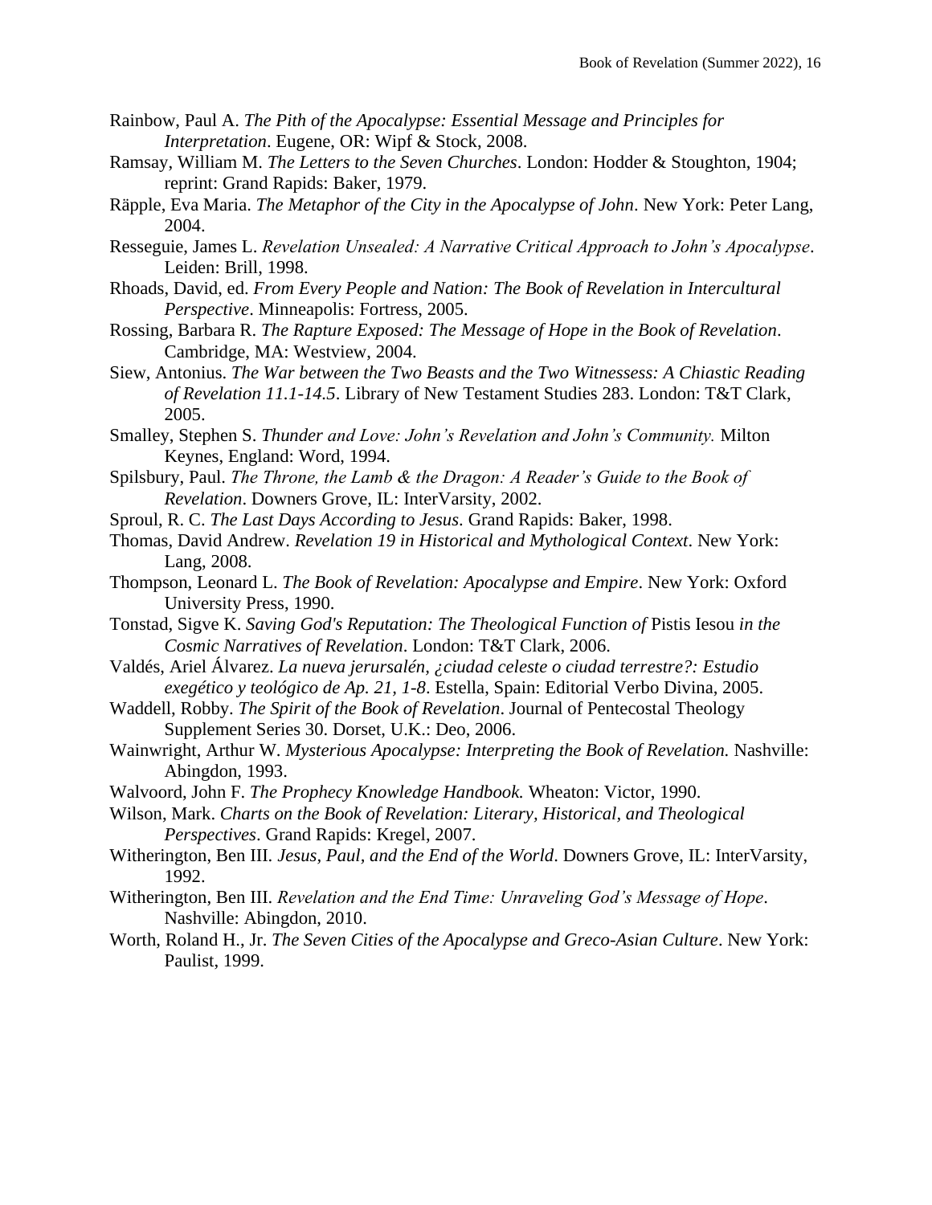Rainbow, Paul A. *The Pith of the Apocalypse: Essential Message and Principles for Interpretation*. Eugene, OR: Wipf & Stock, 2008.

Ramsay, William M. *The Letters to the Seven Churches*. London: Hodder & Stoughton, 1904; reprint: Grand Rapids: Baker, 1979.

Räpple, Eva Maria. *The Metaphor of the City in the Apocalypse of John*. New York: Peter Lang, 2004.

Resseguie, James L. *Revelation Unsealed: A Narrative Critical Approach to John's Apocalypse*. Leiden: Brill, 1998.

Rhoads, David, ed. *From Every People and Nation: The Book of Revelation in Intercultural Perspective*. Minneapolis: Fortress, 2005.

Rossing, Barbara R. *The Rapture Exposed: The Message of Hope in the Book of Revelation*. Cambridge, MA: Westview, 2004.

Siew, Antonius. *The War between the Two Beasts and the Two Witnessess: A Chiastic Reading of Revelation 11.1-14.5*. Library of New Testament Studies 283. London: T&T Clark, 2005.

Smalley, Stephen S. *Thunder and Love: John's Revelation and John's Community.* Milton Keynes, England: Word, 1994.

Spilsbury, Paul. *The Throne, the Lamb & the Dragon: A Reader's Guide to the Book of Revelation*. Downers Grove, IL: InterVarsity, 2002.

Sproul, R. C. *The Last Days According to Jesus*. Grand Rapids: Baker, 1998.

Thomas, David Andrew. *Revelation 19 in Historical and Mythological Context*. New York: Lang, 2008.

Thompson, Leonard L. *The Book of Revelation: Apocalypse and Empire*. New York: Oxford University Press, 1990.

Tonstad, Sigve K. *Saving God's Reputation: The Theological Function of* Pistis Iesou *in the Cosmic Narratives of Revelation*. London: T&T Clark, 2006.

Valdés, Ariel Álvarez. *La nueva jerursalén, ¿ciudad celeste o ciudad terrestre?: Estudio exegético y teológico de Ap. 21, 1-8*. Estella, Spain: Editorial Verbo Divina, 2005.

Waddell, Robby. *The Spirit of the Book of Revelation*. Journal of Pentecostal Theology Supplement Series 30. Dorset, U.K.: Deo, 2006.

Wainwright, Arthur W. *Mysterious Apocalypse: Interpreting the Book of Revelation.* Nashville: Abingdon, 1993.

Walvoord, John F. *The Prophecy Knowledge Handbook.* Wheaton: Victor, 1990.

Wilson, Mark. *Charts on the Book of Revelation: Literary, Historical, and Theological Perspectives*. Grand Rapids: Kregel, 2007.

Witherington, Ben III. *Jesus, Paul, and the End of the World*. Downers Grove, IL: InterVarsity, 1992.

Witherington, Ben III. *Revelation and the End Time: Unraveling God's Message of Hope*. Nashville: Abingdon, 2010.

Worth, Roland H., Jr. *The Seven Cities of the Apocalypse and Greco-Asian Culture*. New York: Paulist, 1999.